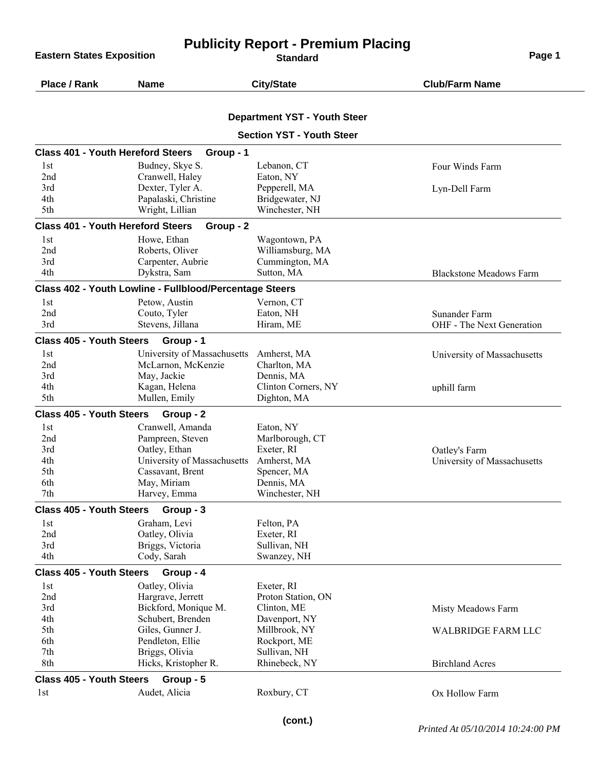# Publicity Report - Premium Placing

**Eastern States Exposition**

**Standard**

| Place / Rank | Name | City/State | Club/Farm Name |
|---|---|---|---|

## Department YST - Youth Steer

### Section YST - Youth Steer

**Class 401 - Youth Hereford Steers Group - 1**

| Place / Rank | Name | City/State | Club/Farm Name |
|---|---|---|---|
| 1st | Budney, Skye S. | Lebanon, CT | Four Winds Farm |
| 2nd | Cranwell, Haley | Eaton, NY | |
| 3rd | Dexter, Tyler A. | Pepperell, MA | Lyn-Dell Farm |
| 4th | Papalaski, Christine | Bridgewater, NJ | |
| 5th | Wright, Lillian | Winchester, NH | |

**Class 401 - Youth Hereford Steers Group - 2**

| Place / Rank | Name | City/State | Club/Farm Name |
|---|---|---|---|
| 1st | Howe, Ethan | Wagontown, PA | |
| 2nd | Roberts, Oliver | Williamsburg, MA | |
| 3rd | Carpenter, Aubrie | Cummington, MA | |
| 4th | Dykstra, Sam | Sutton, MA | Blackstone Meadows Farm |

**Class 402 - Youth Lowline - Fullblood/Percentage Steers**

| Place / Rank | Name | City/State | Club/Farm Name |
|---|---|---|---|
| 1st | Petow, Austin | Vernon, CT | |
| 2nd | Couto, Tyler | Eaton, NH | Sunander Farm |
| 3rd | Stevens, Jillana | Hiram, ME | OHF - The Next Generation |

**Class 405 - Youth Steers Group - 1**

| Place / Rank | Name | City/State | Club/Farm Name |
|---|---|---|---|
| 1st | University of Massachusetts | Amherst, MA | University of Massachusetts |
| 2nd | McLarnon, McKenzie | Charlton, MA | |
| 3rd | May, Jackie | Dennis, MA | |
| 4th | Kagan, Helena | Clinton Corners, NY | uphill farm |
| 5th | Mullen, Emily | Dighton, MA | |

**Class 405 - Youth Steers Group - 2**

| Place / Rank | Name | City/State | Club/Farm Name |
|---|---|---|---|
| 1st | Cranwell, Amanda | Eaton, NY | |
| 2nd | Pampreen, Steven | Marlborough, CT | |
| 3rd | Oatley, Ethan | Exeter, RI | Oatley's Farm |
| 4th | University of Massachusetts | Amherst, MA | University of Massachusetts |
| 5th | Cassavant, Brent | Spencer, MA | |
| 6th | May, Miriam | Dennis, MA | |
| 7th | Harvey, Emma | Winchester, NH | |

**Class 405 - Youth Steers Group - 3**

| Place / Rank | Name | City/State | Club/Farm Name |
|---|---|---|---|
| 1st | Graham, Levi | Felton, PA | |
| 2nd | Oatley, Olivia | Exeter, RI | |
| 3rd | Briggs, Victoria | Sullivan, NH | |
| 4th | Cody, Sarah | Swanzey, NH | |

**Class 405 - Youth Steers Group - 4**

| Place / Rank | Name | City/State | Club/Farm Name |
|---|---|---|---|
| 1st | Oatley, Olivia | Exeter, RI | |
| 2nd | Hargrave, Jerrett | Proton Station, ON | |
| 3rd | Bickford, Monique M. | Clinton, ME | Misty Meadows Farm |
| 4th | Schubert, Brenden | Davenport, NY | |
| 5th | Giles, Gunner J. | Millbrook, NY | WALBRIDGE FARM LLC |
| 6th | Pendleton, Ellie | Rockport, ME | |
| 7th | Briggs, Olivia | Sullivan, NH | |
| 8th | Hicks, Kristopher R. | Rhinebeck, NY | Birchland Acres |

**Class 405 - Youth Steers Group - 5**

| Place / Rank | Name | City/State | Club/Farm Name |
|---|---|---|---|
| 1st | Audet, Alicia | Roxbury, CT | Ox Hollow Farm |

**(cont.)**

*Printed At 05/10/2014 10:24:00 PM*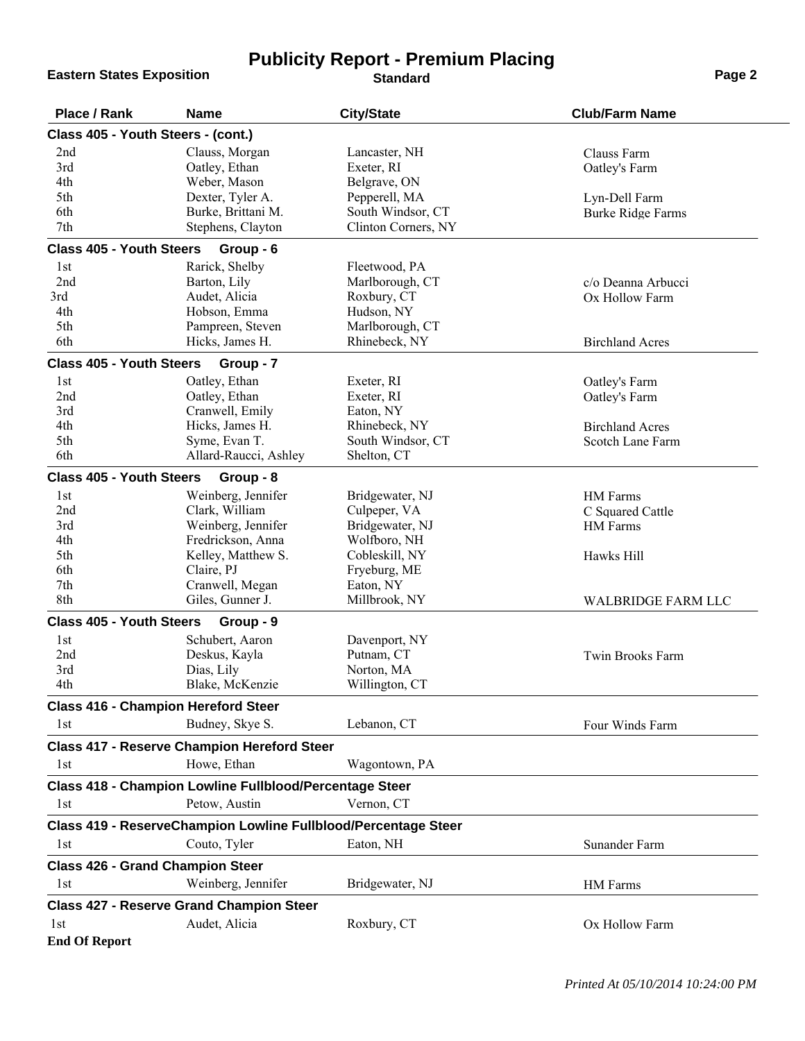# Publicity Report - Premium Placing

**Eastern States Exposition**

**Standard**

| Place / Rank | Name | City/State | Club/Farm Name |
|---|---|---|---|
| **Class 405 - Youth Steers - (cont.)** | | | |
| 2nd | Clauss, Morgan | Lancaster, NH | Clauss Farm |
| 3rd | Oatley, Ethan | Exeter, RI | Oatley's Farm |
| 4th | Weber, Mason | Belgrave, ON | |
| 5th | Dexter, Tyler A. | Pepperell, MA | Lyn-Dell Farm |
| 6th | Burke, Brittani M. | South Windsor, CT | Burke Ridge Farms |
| 7th | Stephens, Clayton | Clinton Corners, NY | |
| **Class 405 - Youth Steers Group - 6** | | | |
| 1st | Rarick, Shelby | Fleetwood, PA | |
| 2nd | Barton, Lily | Marlborough, CT | c/o Deanna Arbucci |
| 3rd | Audet, Alicia | Roxbury, CT | Ox Hollow Farm |
| 4th | Hobson, Emma | Hudson, NY | |
| 5th | Pampreen, Steven | Marlborough, CT | |
| 6th | Hicks, James H. | Rhinebeck, NY | Birchland Acres |
| **Class 405 - Youth Steers Group - 7** | | | |
| 1st | Oatley, Ethan | Exeter, RI | Oatley's Farm |
| 2nd | Oatley, Ethan | Exeter, RI | Oatley's Farm |
| 3rd | Cranwell, Emily | Eaton, NY | |
| 4th | Hicks, James H. | Rhinebeck, NY | Birchland Acres |
| 5th | Syme, Evan T. | South Windsor, CT | Scotch Lane Farm |
| 6th | Allard-Raucci, Ashley | Shelton, CT | |
| **Class 405 - Youth Steers Group - 8** | | | |
| 1st | Weinberg, Jennifer | Bridgewater, NJ | HM Farms |
| 2nd | Clark, William | Culpeper, VA | C Squared Cattle |
| 3rd | Weinberg, Jennifer | Bridgewater, NJ | HM Farms |
| 4th | Fredrickson, Anna | Wolfboro, NH | |
| 5th | Kelley, Matthew S. | Cobleskill, NY | Hawks Hill |
| 6th | Claire, PJ | Fryeburg, ME | |
| 7th | Cranwell, Megan | Eaton, NY | |
| 8th | Giles, Gunner J. | Millbrook, NY | WALBRIDGE FARM LLC |
| **Class 405 - Youth Steers Group - 9** | | | |
| 1st | Schubert, Aaron | Davenport, NY | |
| 2nd | Deskus, Kayla | Putnam, CT | Twin Brooks Farm |
| 3rd | Dias, Lily | Norton, MA | |
| 4th | Blake, McKenzie | Willington, CT | |
| **Class 416 - Champion Hereford Steer** | | | |
| 1st | Budney, Skye S. | Lebanon, CT | Four Winds Farm |
| **Class 417 - Reserve Champion Hereford Steer** | | | |
| 1st | Howe, Ethan | Wagontown, PA | |
| **Class 418 - Champion Lowline Fullblood/Percentage Steer** | | | |
| 1st | Petow, Austin | Vernon, CT | |
| **Class 419 - ReserveChampion Lowline Fullblood/Percentage Steer** | | | |
| 1st | Couto, Tyler | Eaton, NH | Sunander Farm |
| **Class 426 - Grand Champion Steer** | | | |
| 1st | Weinberg, Jennifer | Bridgewater, NJ | HM Farms |
| **Class 427 - Reserve Grand Champion Steer** | | | |
| 1st | Audet, Alicia | Roxbury, CT | Ox Hollow Farm |

**End Of Report**

*Printed At 05/10/2014 10:24:00 PM*